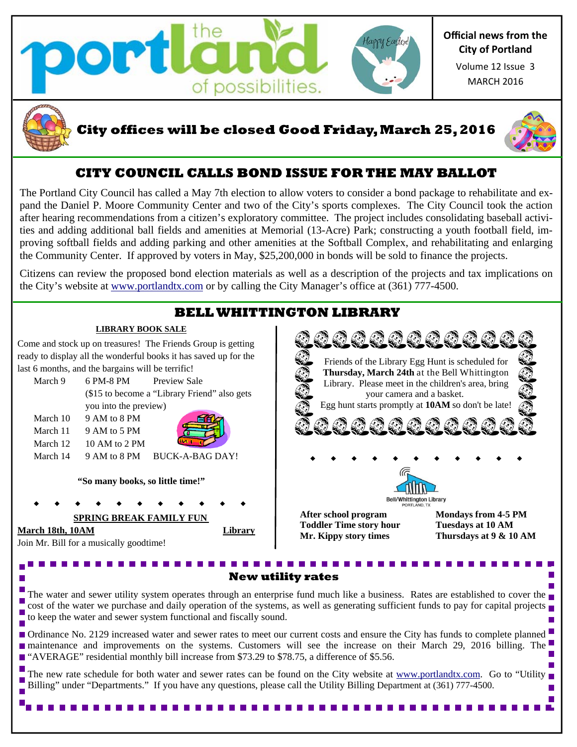# the portland of possibilities.

Happy Easter!

**Official news from the City of Portland**

Volume 12 Issue 3

MARCH 2016

## City offices will be closed Good Friday, March 25, 2016

## CITY COUNCIL CALLS BOND ISSUE FOR THE MAY BALLOT

The Portland City Council has called a May 7th election to allow voters to consider a bond package to rehabilitate and expand the Daniel P. Moore Community Center and two of the City's sports complexes. The City Council took the action after hearing recommendations from a citizen's exploratory committee. The project includes consolidating baseball activities and adding additional ball fields and amenities at Memorial (13-Acre) Park; constructing a youth football field, improving softball fields and adding parking and other amenities at the Softball Complex, and rehabilitating and enlarging the Community Center. If approved by voters in May, $25,200,000 in bonds will be sold to finance the projects.

Citizens can review the proposed bond election materials as well as a description of the projects and tax implications on the City's website at www.portlandtx.com or by calling the City Manager's office at (361) 777-4500.

## BELL WHITTINGTON LIBRARY

### LIBRARY BOOK SALE

Come and stock up on treasures! The Friends Group is getting ready to display all the wonderful books it has saved up for the last 6 months, and the bargains will be terrific!

| | | |
|---|---|---|
| March 9 | 6 PM-8 PM | Preview Sale ($15 to become a "Library Friend" also gets you into the preview) |
| March 10 | 9 AM to 8 PM | |
| March 11 | 9 AM to 5 PM | |
| March 12 | 10 AM to 2 PM | |
| March 14 | 9 AM to 8 PM | BUCK-A-BAG DAY! |

**"So many books, so little time!"**

### SPRING BREAK FAMILY FUN

**March 18th, 10AM** — **Library**

Join Mr. Bill for a musically goodtime!

Friends of the Library Egg Hunt is scheduled for **Thursday, March 24th** at the Bell Whittington Library. Please meet in the children's area, bring your camera and a basket. Egg hunt starts promptly at **10AM** so don't be late!

Bell/Whittington Library PORTLAND, TX

| | |
|---|---|
| **After school program** | **Mondays from 4-5 PM** |
| **Toddler Time story hour** | **Tuesdays at 10 AM** |
| **Mr. Kippy story times** | **Thursdays at 9 & 10 AM** |

## New utility rates

The water and sewer utility system operates through an enterprise fund much like a business. Rates are established to cover the cost of the water we purchase and daily operation of the systems, as well as generating sufficient funds to pay for capital projects to keep the water and sewer system functional and fiscally sound.

Ordinance No. 2129 increased water and sewer rates to meet our current costs and ensure the City has funds to complete planned maintenance and improvements on the systems. Customers will see the increase on their March 29, 2016 billing. The "AVERAGE" residential monthly bill increase from $73.29 to $78.75, a difference of $5.56.

The new rate schedule for both water and sewer rates can be found on the City website at www.portlandtx.com. Go to "Utility Billing" under "Departments." If you have any questions, please call the Utility Billing Department at (361) 777-4500.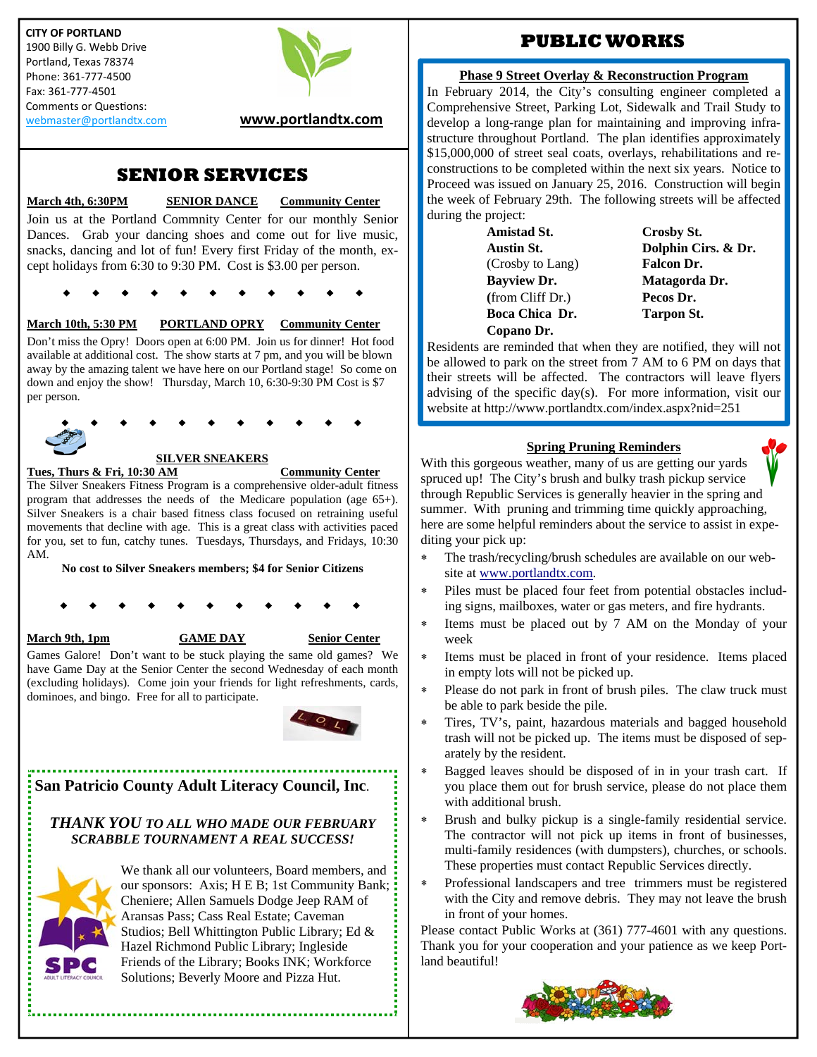**CITY OF PORTLAND**
1900 Billy G. Webb Drive
Portland, Texas 78374
Phone: 361-777-4500
Fax: 361-777-4501
Comments or Questions:
webmaster@portlandtx.com

**www.portlandtx.com**

# SENIOR SERVICES

**March 4th, 6:30PM** **SENIOR DANCE** **Community Center**

Join us at the Portland Commnity Center for our monthly Senior Dances. Grab your dancing shoes and come out for live music, snacks, dancing and lot of fun! Every first Friday of the month, except holidays from 6:30 to 9:30 PM. Cost is $3.00 per person.

**March 10th, 5:30 PM** **PORTLAND OPRY** **Community Center**

Don't miss the Opry! Doors open at 6:00 PM. Join us for dinner! Hot food available at additional cost. The show starts at 7 pm, and you will be blown away by the amazing talent we have here on our Portland stage! So come on down and enjoy the show! Thursday, March 10, 6:30-9:30 PM Cost is $7 per person.

**SILVER SNEAKERS**

**Tues, Thurs & Fri, 10:30 AM** **Community Center**

The Silver Sneakers Fitness Program is a comprehensive older-adult fitness program that addresses the needs of the Medicare population (age 65+). Silver Sneakers is a chair based fitness class focused on retraining useful movements that decline with age. This is a great class with activities paced for you, set to fun, catchy tunes. Tuesdays, Thursdays, and Fridays, 10:30 AM.

**No cost to Silver Sneakers members; $4 for Senior Citizens**

**March 9th, 1pm** **GAME DAY** **Senior Center**

Games Galore! Don't want to be stuck playing the same old games? We have Game Day at the Senior Center the second Wednesday of each month (excluding holidays). Come join your friends for light refreshments, cards, dominoes, and bingo. Free for all to participate.

## San Patricio County Adult Literacy Council, Inc.

***THANK YOU TO ALL WHO MADE OUR FEBRUARY SCRABBLE TOURNAMENT A REAL SUCCESS!***

We thank all our volunteers, Board members, and our sponsors: Axis; H E B; 1st Community Bank; Cheniere; Allen Samuels Dodge Jeep RAM of Aransas Pass; Cass Real Estate; Caveman Studios; Bell Whittington Public Library; Ed & Hazel Richmond Public Library; Ingleside Friends of the Library; Books INK; Workforce Solutions; Beverly Moore and Pizza Hut.

# PUBLIC WORKS

**Phase 9 Street Overlay & Reconstruction Program**

In February 2014, the City's consulting engineer completed a Comprehensive Street, Parking Lot, Sidewalk and Trail Study to develop a long-range plan for maintaining and improving infrastructure throughout Portland. The plan identifies approximately $15,000,000 of street seal coats, overlays, rehabilitations and reconstructions to be completed within the next six years. Notice to Proceed was issued on January 25, 2016. Construction will begin the week of February 29th. The following streets will be affected during the project:

- **Amistad St.**
- **Austin St.** (Crosby to Lang)
- **Bayview Dr.** (from Cliff Dr.)
- **Boca Chica Dr.**
- **Copano Dr.**
- **Crosby St.**
- **Dolphin Circs. & Dr.**
- **Falcon Dr.**
- **Matagorda Dr.**
- **Pecos Dr.**
- **Tarpon St.**

Residents are reminded that when they are notified, they will not be allowed to park on the street from 7 AM to 6 PM on days that their streets will be affected. The contractors will leave flyers advising of the specific day(s). For more information, visit our website at http://www.portlandtx.com/index.aspx?nid=251

**Spring Pruning Reminders**

With this gorgeous weather, many of us are getting our yards spruced up! The City's brush and bulky trash pickup service through Republic Services is generally heavier in the spring and summer. With pruning and trimming time quickly approaching, here are some helpful reminders about the service to assist in expediting your pick up:

- The trash/recycling/brush schedules are available on our website at www.portlandtx.com.
- Piles must be placed four feet from potential obstacles including signs, mailboxes, water or gas meters, and fire hydrants.
- Items must be placed out by 7 AM on the Monday of your week
- Items must be placed in front of your residence. Items placed in empty lots will not be picked up.
- Please do not park in front of brush piles. The claw truck must be able to park beside the pile.
- Tires, TV's, paint, hazardous materials and bagged household trash will not be picked up. The items must be disposed of separately by the resident.
- Bagged leaves should be disposed of in in your trash cart. If you place them out for brush service, please do not place them with additional brush.
- Brush and bulky pickup is a single-family residential service. The contractor will not pick up items in front of businesses, multi-family residences (with dumpsters), churches, or schools. These properties must contact Republic Services directly.
- Professional landscapers and tree trimmers must be registered with the City and remove debris. They may not leave the brush in front of your homes.

Please contact Public Works at (361) 777-4601 with any questions. Thank you for your cooperation and your patience as we keep Portland beautiful!